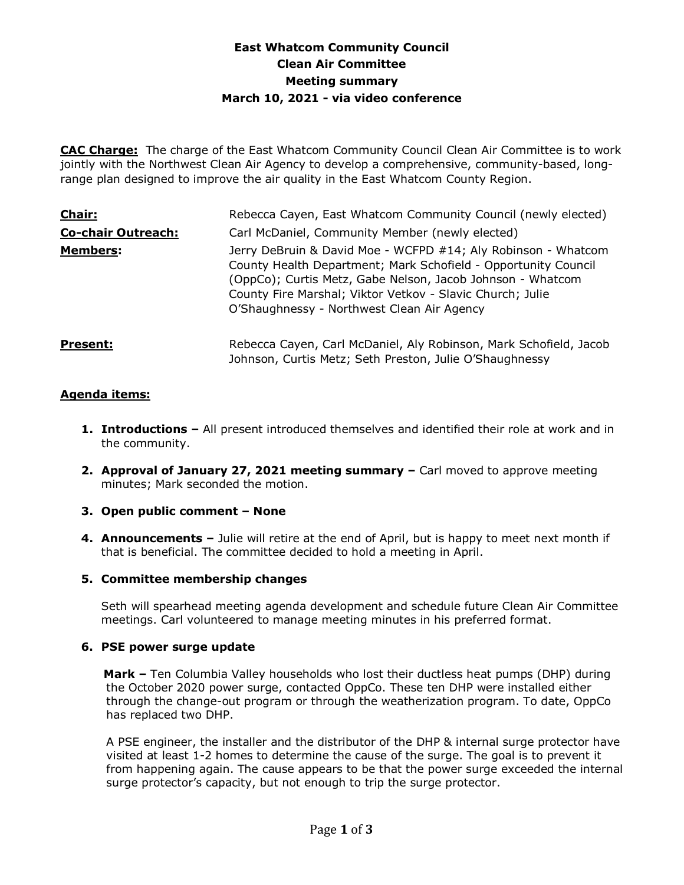# East Whatcom Community Council
# Clean Air Committee
# Meeting summary
# March 10, 2021 - via video conference

**CAC Charge:** The charge of the East Whatcom Community Council Clean Air Committee is to work jointly with the Northwest Clean Air Agency to develop a comprehensive, community-based, long-range plan designed to improve the air quality in the East Whatcom County Region.

**Chair:** Rebecca Cayen, East Whatcom Community Council (newly elected)

**Co-chair Outreach:** Carl McDaniel, Community Member (newly elected)

**Members:** Jerry DeBruin & David Moe - WCFPD #14; Aly Robinson - Whatcom County Health Department; Mark Schofield - Opportunity Council (OppCo); Curtis Metz, Gabe Nelson, Jacob Johnson - Whatcom County Fire Marshal; Viktor Vetkov - Slavic Church; Julie O'Shaughnessy - Northwest Clean Air Agency

**Present:** Rebecca Cayen, Carl McDaniel, Aly Robinson, Mark Schofield, Jacob Johnson, Curtis Metz; Seth Preston, Julie O'Shaughnessy

## Agenda items:

1. **Introductions –** All present introduced themselves and identified their role at work and in the community.

2. **Approval of January 27, 2021 meeting summary –** Carl moved to approve meeting minutes; Mark seconded the motion.

3. **Open public comment – None**

4. **Announcements –** Julie will retire at the end of April, but is happy to meet next month if that is beneficial. The committee decided to hold a meeting in April.

5. **Committee membership changes**

   Seth will spearhead meeting agenda development and schedule future Clean Air Committee meetings. Carl volunteered to manage meeting minutes in his preferred format.

6. **PSE power surge update**

   **Mark –** Ten Columbia Valley households who lost their ductless heat pumps (DHP) during the October 2020 power surge, contacted OppCo. These ten DHP were installed either through the change-out program or through the weatherization program. To date, OppCo has replaced two DHP.

   A PSE engineer, the installer and the distributor of the DHP & internal surge protector have visited at least 1-2 homes to determine the cause of the surge. The goal is to prevent it from happening again. The cause appears to be that the power surge exceeded the internal surge protector's capacity, but not enough to trip the surge protector.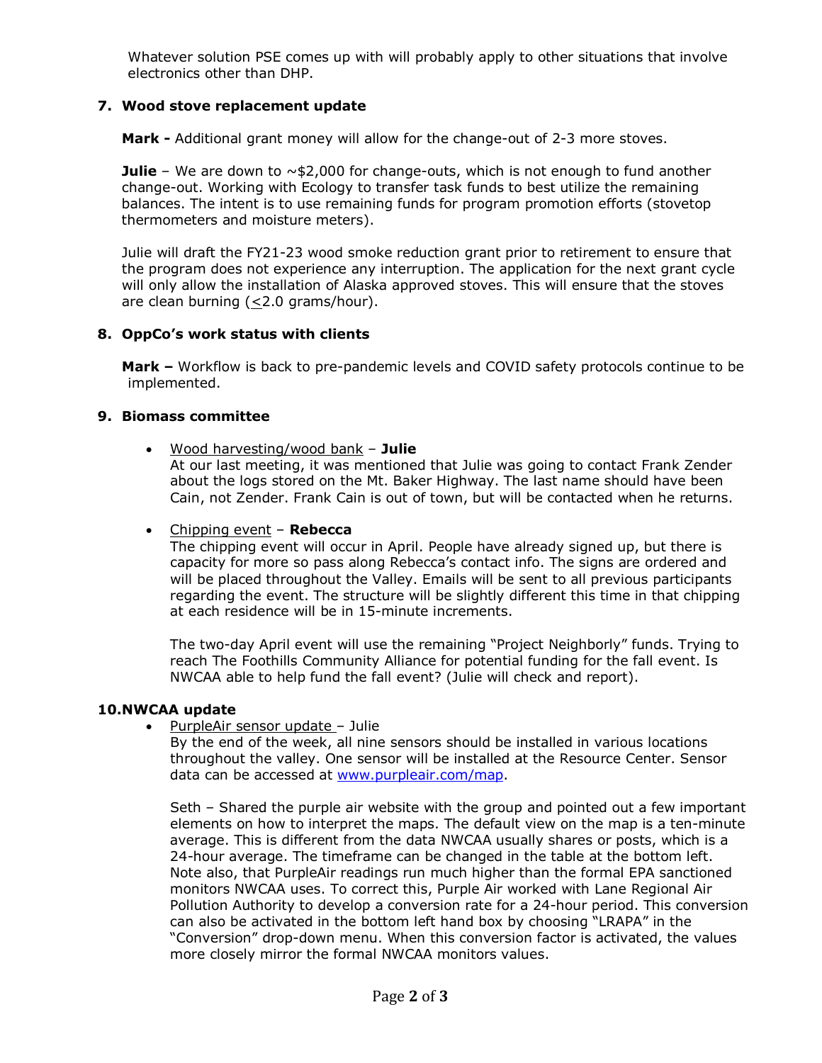Whatever solution PSE comes up with will probably apply to other situations that involve electronics other than DHP.

## 7. Wood stove replacement update

**Mark -** Additional grant money will allow for the change-out of 2-3 more stoves.

**Julie** – We are down to ~$2,000 for change-outs, which is not enough to fund another change-out. Working with Ecology to transfer task funds to best utilize the remaining balances. The intent is to use remaining funds for program promotion efforts (stovetop thermometers and moisture meters).

Julie will draft the FY21-23 wood smoke reduction grant prior to retirement to ensure that the program does not experience any interruption. The application for the next grant cycle will only allow the installation of Alaska approved stoves. This will ensure that the stoves are clean burning ($\leq$2.0 grams/hour).

## 8. OppCo's work status with clients

**Mark –** Workflow is back to pre-pandemic levels and COVID safety protocols continue to be implemented.

## 9. Biomass committee

- Wood harvesting/wood bank – **Julie**
  At our last meeting, it was mentioned that Julie was going to contact Frank Zender about the logs stored on the Mt. Baker Highway. The last name should have been Cain, not Zender. Frank Cain is out of town, but will be contacted when he returns.

- Chipping event – **Rebecca**
  The chipping event will occur in April. People have already signed up, but there is capacity for more so pass along Rebecca's contact info. The signs are ordered and will be placed throughout the Valley. Emails will be sent to all previous participants regarding the event. The structure will be slightly different this time in that chipping at each residence will be in 15-minute increments.

  The two-day April event will use the remaining "Project Neighborly" funds. Trying to reach The Foothills Community Alliance for potential funding for the fall event. Is NWCAA able to help fund the fall event? (Julie will check and report).

## 10. NWCAA update

- PurpleAir sensor update – Julie
  By the end of the week, all nine sensors should be installed in various locations throughout the valley. One sensor will be installed at the Resource Center. Sensor data can be accessed at www.purpleair.com/map.

  Seth – Shared the purple air website with the group and pointed out a few important elements on how to interpret the maps. The default view on the map is a ten-minute average. This is different from the data NWCAA usually shares or posts, which is a 24-hour average. The timeframe can be changed in the table at the bottom left. Note also, that PurpleAir readings run much higher than the formal EPA sanctioned monitors NWCAA uses. To correct this, Purple Air worked with Lane Regional Air Pollution Authority to develop a conversion rate for a 24-hour period. This conversion can also be activated in the bottom left hand box by choosing "LRAPA" in the "Conversion" drop-down menu. When this conversion factor is activated, the values more closely mirror the formal NWCAA monitors values.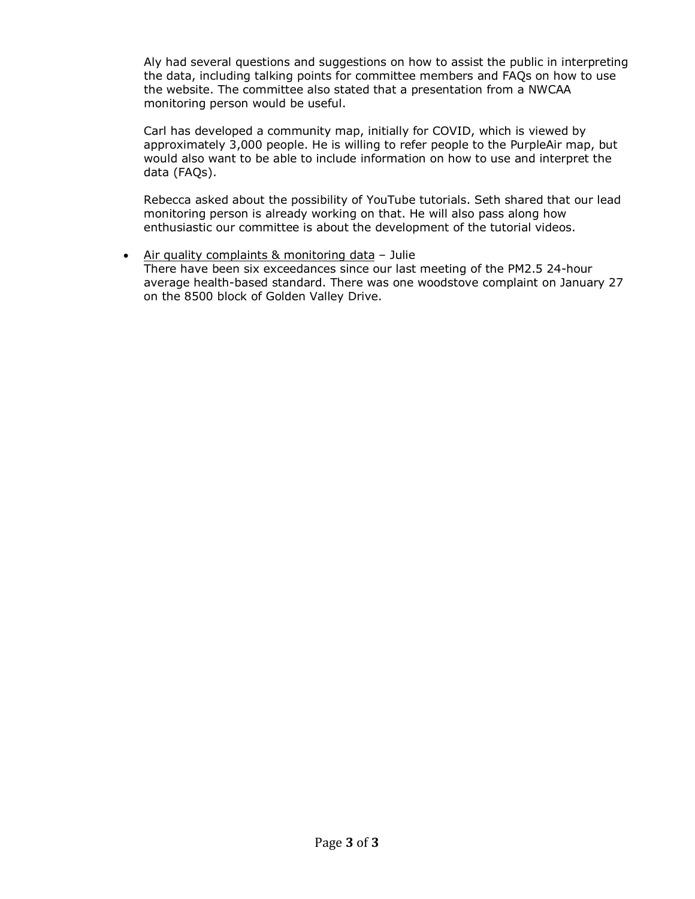Aly had several questions and suggestions on how to assist the public in interpreting the data, including talking points for committee members and FAQs on how to use the website. The committee also stated that a presentation from a NWCAA monitoring person would be useful.

Carl has developed a community map, initially for COVID, which is viewed by approximately 3,000 people. He is willing to refer people to the PurpleAir map, but would also want to be able to include information on how to use and interpret the data (FAQs).

Rebecca asked about the possibility of YouTube tutorials. Seth shared that our lead monitoring person is already working on that. He will also pass along how enthusiastic our committee is about the development of the tutorial videos.

- <u>Air quality complaints & monitoring data</u> – Julie
  There have been six exceedances since our last meeting of the PM2.5 24-hour average health-based standard. There was one woodstove complaint on January 27 on the 8500 block of Golden Valley Drive.